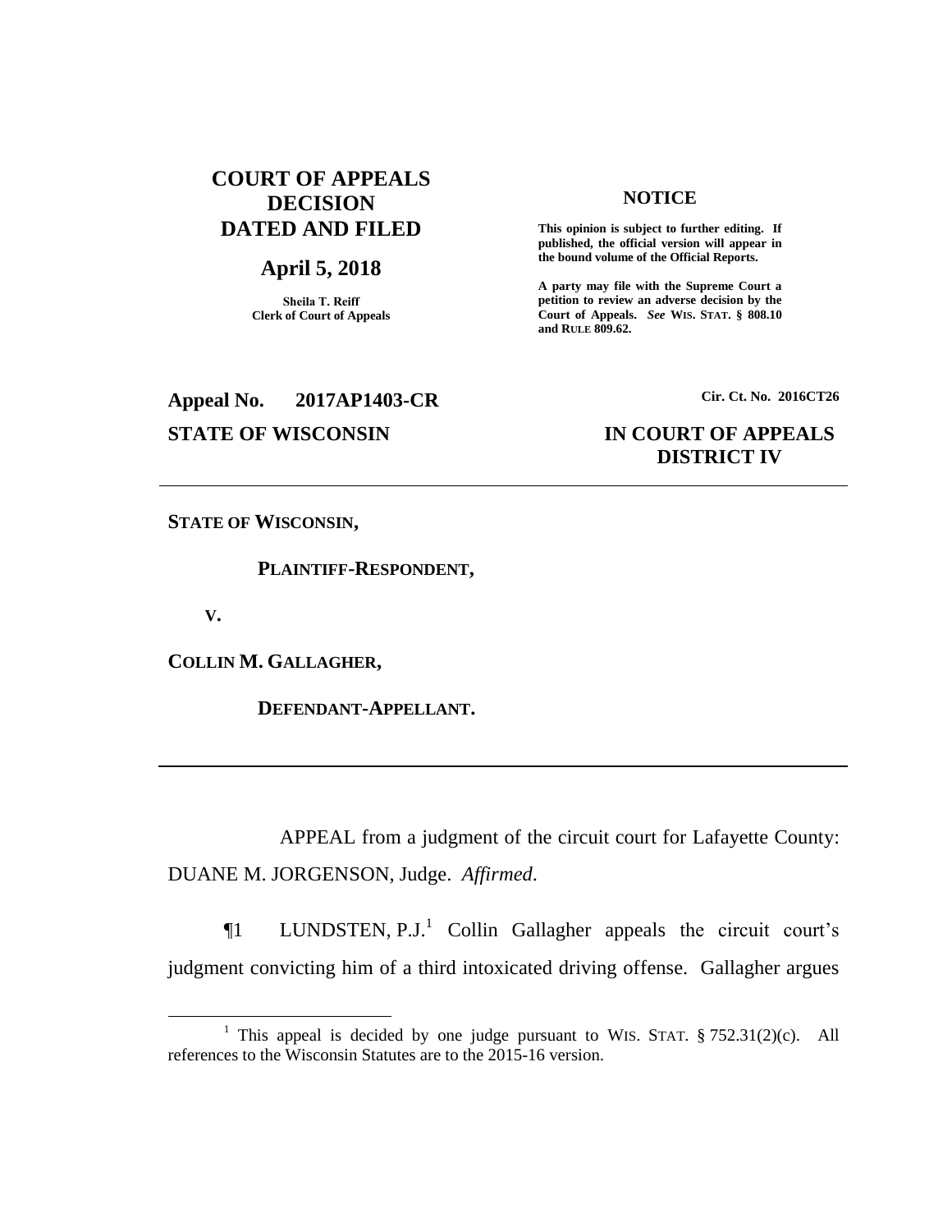# COURT OF APPEALS DECISION DATED AND FILED

## April 5, 2018

Sheila T. Reiff
Clerk of Court of Appeals

**NOTICE**

**This opinion is subject to further editing. If published, the official version will appear in the bound volume of the Official Reports.**

**A party may file with the Supreme Court a petition to review an adverse decision by the Court of Appeals. *See* WIS. STAT. § 808.10 and RULE 809.62.**

**Appeal No. 2017AP1403-CR**

**Cir. Ct. No. 2016CT26**

**STATE OF WISCONSIN**

**IN COURT OF APPEALS DISTRICT IV**

---

**STATE OF WISCONSIN,**

**PLAINTIFF-RESPONDENT,**

**V.**

**COLLIN M. GALLAGHER,**

**DEFENDANT-APPELLANT.**

---

APPEAL from a judgment of the circuit court for Lafayette County: DUANE M. JORGENSON, Judge. *Affirmed.*

¶1 LUNDSTEN, P.J.[1] Collin Gallagher appeals the circuit court's judgment convicting him of a third intoxicated driving offense. Gallagher argues

---

[1] This appeal is decided by one judge pursuant to WIS. STAT. § 752.31(2)(c). All references to the Wisconsin Statutes are to the 2015-16 version.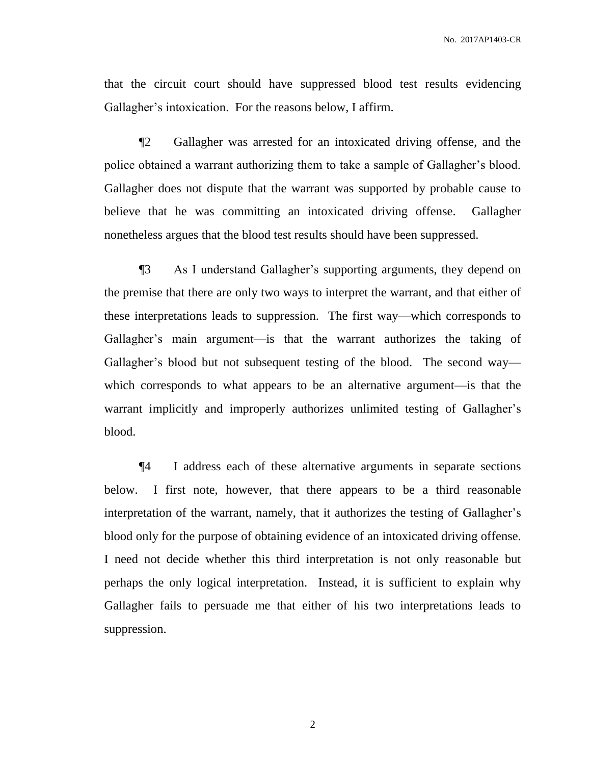that the circuit court should have suppressed blood test results evidencing Gallagher's intoxication. For the reasons below, I affirm.

¶2 Gallagher was arrested for an intoxicated driving offense, and the police obtained a warrant authorizing them to take a sample of Gallagher's blood. Gallagher does not dispute that the warrant was supported by probable cause to believe that he was committing an intoxicated driving offense. Gallagher nonetheless argues that the blood test results should have been suppressed.

¶3 As I understand Gallagher's supporting arguments, they depend on the premise that there are only two ways to interpret the warrant, and that either of these interpretations leads to suppression. The first way—which corresponds to Gallagher's main argument—is that the warrant authorizes the taking of Gallagher's blood but not subsequent testing of the blood. The second way—which corresponds to what appears to be an alternative argument—is that the warrant implicitly and improperly authorizes unlimited testing of Gallagher's blood.

¶4 I address each of these alternative arguments in separate sections below. I first note, however, that there appears to be a third reasonable interpretation of the warrant, namely, that it authorizes the testing of Gallagher's blood only for the purpose of obtaining evidence of an intoxicated driving offense. I need not decide whether this third interpretation is not only reasonable but perhaps the only logical interpretation. Instead, it is sufficient to explain why Gallagher fails to persuade me that either of his two interpretations leads to suppression.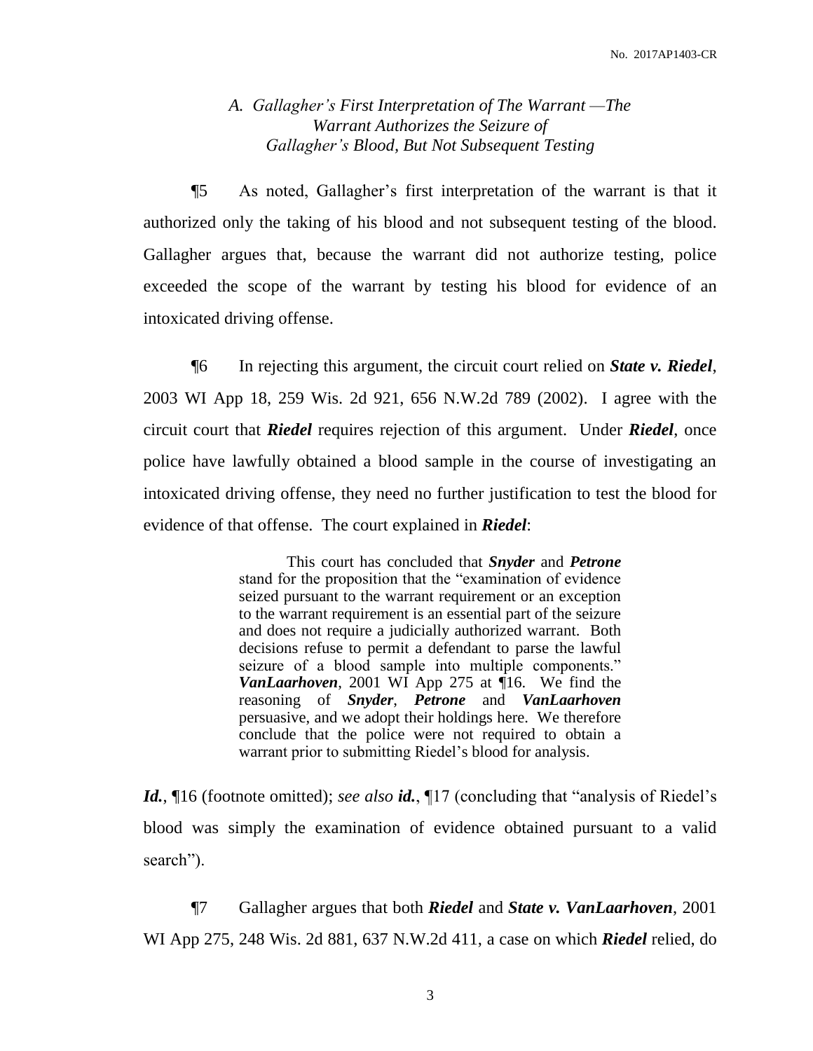### *A. Gallagher's First Interpretation of The Warrant —The Warrant Authorizes the Seizure of Gallagher's Blood, But Not Subsequent Testing*

¶5 As noted, Gallagher's first interpretation of the warrant is that it authorized only the taking of his blood and not subsequent testing of the blood. Gallagher argues that, because the warrant did not authorize testing, police exceeded the scope of the warrant by testing his blood for evidence of an intoxicated driving offense.

¶6 In rejecting this argument, the circuit court relied on ***State v. Riedel***, 2003 WI App 18, 259 Wis. 2d 921, 656 N.W.2d 789 (2002). I agree with the circuit court that ***Riedel*** requires rejection of this argument. Under ***Riedel***, once police have lawfully obtained a blood sample in the course of investigating an intoxicated driving offense, they need no further justification to test the blood for evidence of that offense. The court explained in ***Riedel***:

> This court has concluded that ***Snyder*** and ***Petrone*** stand for the proposition that the "examination of evidence seized pursuant to the warrant requirement or an exception to the warrant requirement is an essential part of the seizure and does not require a judicially authorized warrant. Both decisions refuse to permit a defendant to parse the lawful seizure of a blood sample into multiple components." ***VanLaarhoven***, 2001 WI App 275 at ¶16. We find the reasoning of ***Snyder***, ***Petrone*** and ***VanLaarhoven*** persuasive, and we adopt their holdings here. We therefore conclude that the police were not required to obtain a warrant prior to submitting Riedel's blood for analysis.

***Id.***, ¶16 (footnote omitted); *see also* ***id.***, ¶17 (concluding that "analysis of Riedel's blood was simply the examination of evidence obtained pursuant to a valid search").

¶7 Gallagher argues that both ***Riedel*** and ***State v. VanLaarhoven***, 2001 WI App 275, 248 Wis. 2d 881, 637 N.W.2d 411, a case on which ***Riedel*** relied, do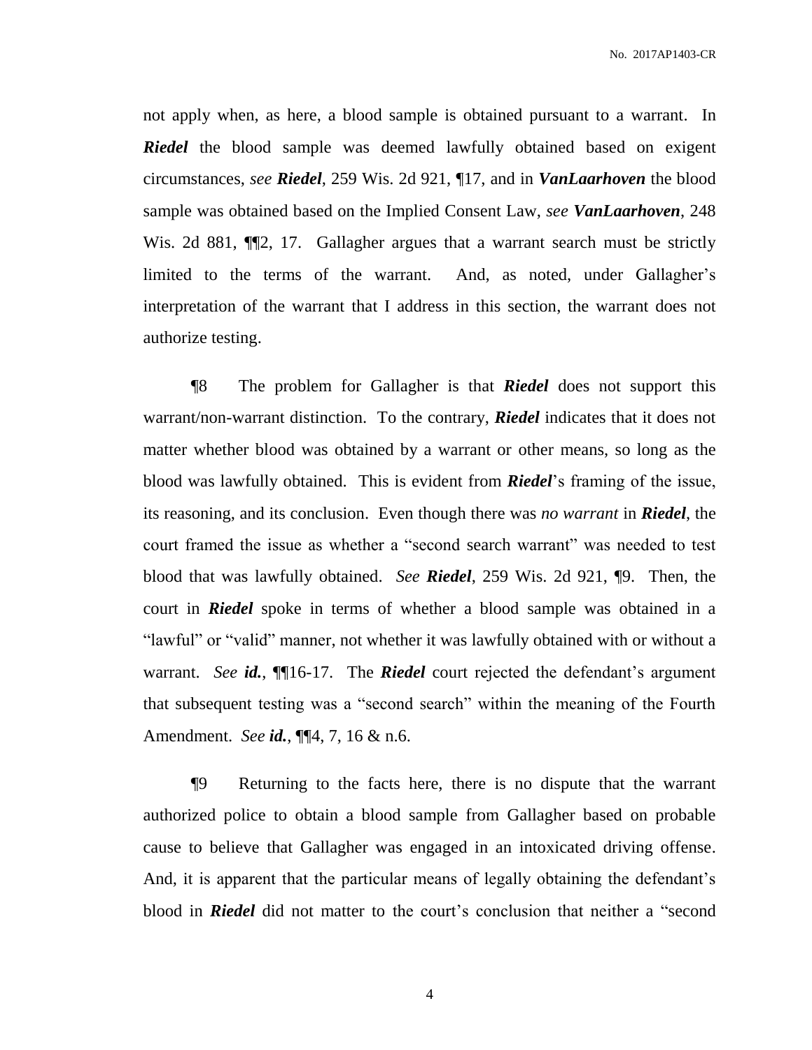not apply when, as here, a blood sample is obtained pursuant to a warrant. In ***Riedel*** the blood sample was deemed lawfully obtained based on exigent circumstances, *see* ***Riedel***, 259 Wis. 2d 921, ¶17, and in ***VanLaarhoven*** the blood sample was obtained based on the Implied Consent Law, *see* ***VanLaarhoven***, 248 Wis. 2d 881, ¶¶2, 17. Gallagher argues that a warrant search must be strictly limited to the terms of the warrant. And, as noted, under Gallagher's interpretation of the warrant that I address in this section, the warrant does not authorize testing.

¶8 The problem for Gallagher is that ***Riedel*** does not support this warrant/non-warrant distinction. To the contrary, ***Riedel*** indicates that it does not matter whether blood was obtained by a warrant or other means, so long as the blood was lawfully obtained. This is evident from ***Riedel***'s framing of the issue, its reasoning, and its conclusion. Even though there was *no warrant* in ***Riedel***, the court framed the issue as whether a "second search warrant" was needed to test blood that was lawfully obtained. *See* ***Riedel***, 259 Wis. 2d 921, ¶9. Then, the court in ***Riedel*** spoke in terms of whether a blood sample was obtained in a "lawful" or "valid" manner, not whether it was lawfully obtained with or without a warrant. *See* ***id.***, ¶¶16-17. The ***Riedel*** court rejected the defendant's argument that subsequent testing was a "second search" within the meaning of the Fourth Amendment. *See* ***id.***, ¶¶4, 7, 16 & n.6.

¶9 Returning to the facts here, there is no dispute that the warrant authorized police to obtain a blood sample from Gallagher based on probable cause to believe that Gallagher was engaged in an intoxicated driving offense. And, it is apparent that the particular means of legally obtaining the defendant's blood in ***Riedel*** did not matter to the court's conclusion that neither a "second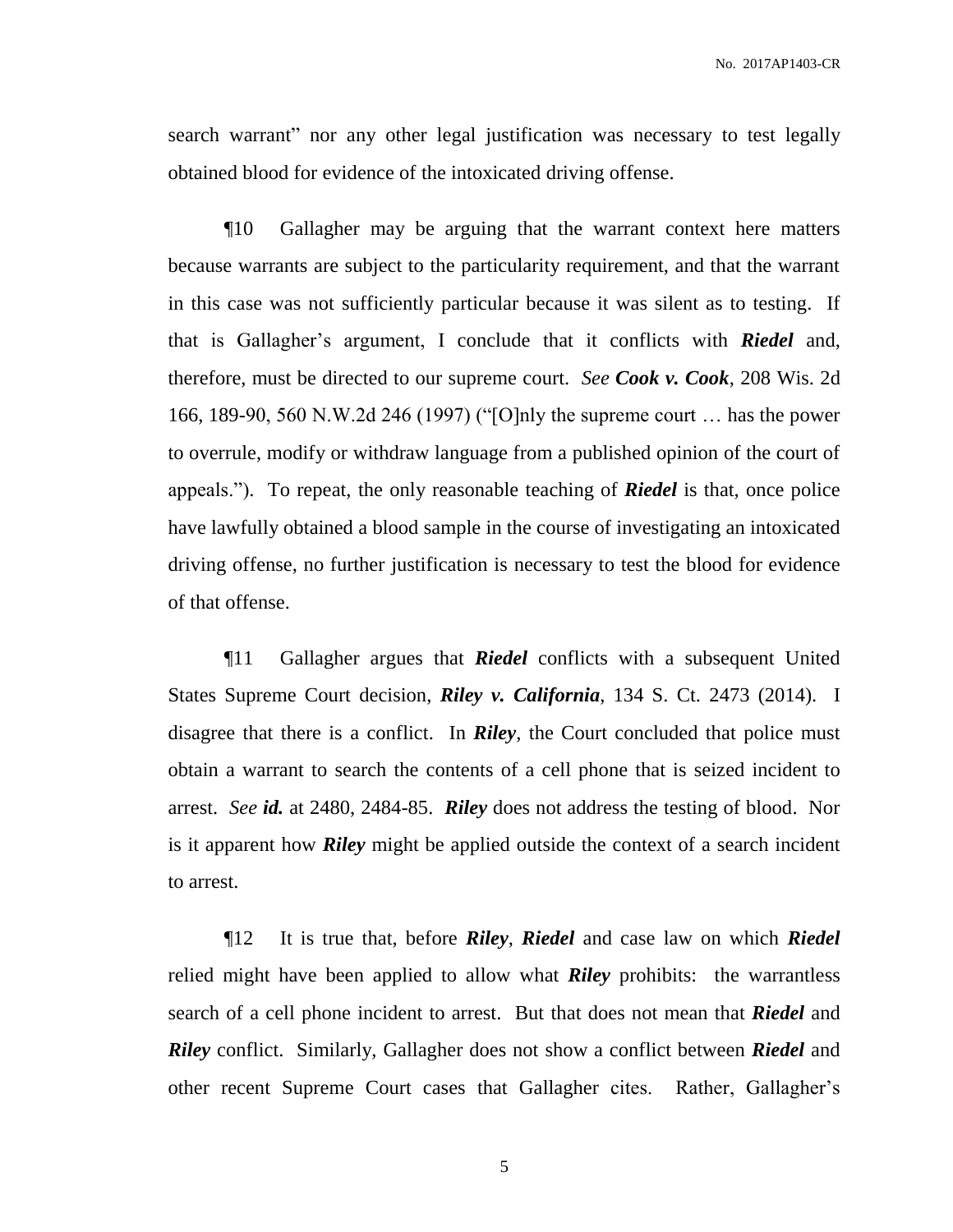search warrant" nor any other legal justification was necessary to test legally obtained blood for evidence of the intoxicated driving offense.

¶10 Gallagher may be arguing that the warrant context here matters because warrants are subject to the particularity requirement, and that the warrant in this case was not sufficiently particular because it was silent as to testing. If that is Gallagher's argument, I conclude that it conflicts with ***Riedel*** and, therefore, must be directed to our supreme court. *See* ***Cook v. Cook***, 208 Wis. 2d 166, 189-90, 560 N.W.2d 246 (1997) ("[O]nly the supreme court … has the power to overrule, modify or withdraw language from a published opinion of the court of appeals."). To repeat, the only reasonable teaching of ***Riedel*** is that, once police have lawfully obtained a blood sample in the course of investigating an intoxicated driving offense, no further justification is necessary to test the blood for evidence of that offense.

¶11 Gallagher argues that ***Riedel*** conflicts with a subsequent United States Supreme Court decision, ***Riley v. California***, 134 S. Ct. 2473 (2014). I disagree that there is a conflict. In ***Riley***, the Court concluded that police must obtain a warrant to search the contents of a cell phone that is seized incident to arrest. *See* ***id.*** at 2480, 2484-85. ***Riley*** does not address the testing of blood. Nor is it apparent how ***Riley*** might be applied outside the context of a search incident to arrest.

¶12 It is true that, before ***Riley***, ***Riedel*** and case law on which ***Riedel*** relied might have been applied to allow what ***Riley*** prohibits: the warrantless search of a cell phone incident to arrest. But that does not mean that ***Riedel*** and ***Riley*** conflict. Similarly, Gallagher does not show a conflict between ***Riedel*** and other recent Supreme Court cases that Gallagher cites. Rather, Gallagher's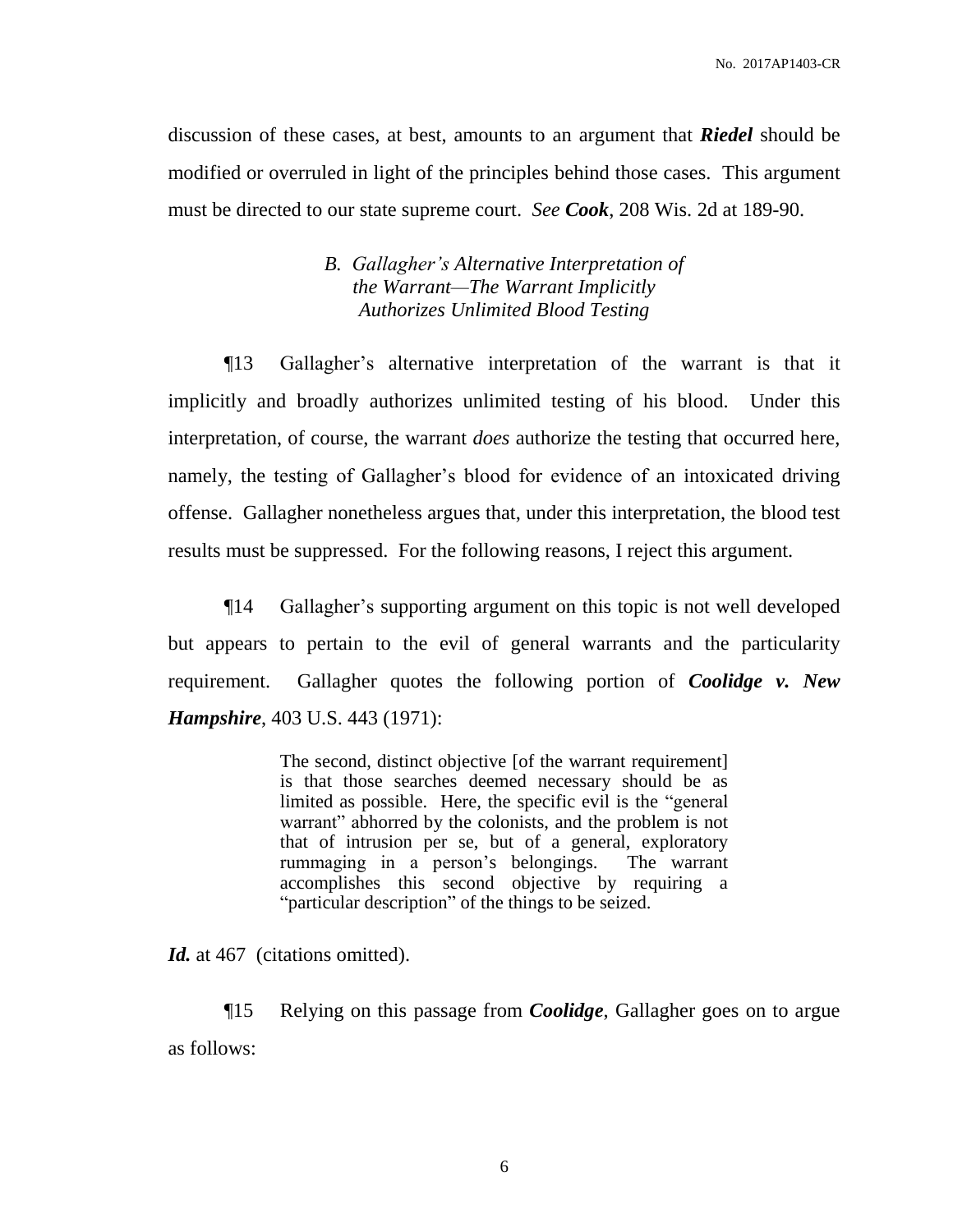discussion of these cases, at best, amounts to an argument that ***Riedel*** should be modified or overruled in light of the principles behind those cases. This argument must be directed to our state supreme court. *See* ***Cook***, 208 Wis. 2d at 189-90.

### *B. Gallagher's Alternative Interpretation of the Warrant—The Warrant Implicitly Authorizes Unlimited Blood Testing*

¶13 Gallagher's alternative interpretation of the warrant is that it implicitly and broadly authorizes unlimited testing of his blood. Under this interpretation, of course, the warrant *does* authorize the testing that occurred here, namely, the testing of Gallagher's blood for evidence of an intoxicated driving offense. Gallagher nonetheless argues that, under this interpretation, the blood test results must be suppressed. For the following reasons, I reject this argument.

¶14 Gallagher's supporting argument on this topic is not well developed but appears to pertain to the evil of general warrants and the particularity requirement. Gallagher quotes the following portion of ***Coolidge v. New Hampshire***, 403 U.S. 443 (1971):

> The second, distinct objective [of the warrant requirement] is that those searches deemed necessary should be as limited as possible. Here, the specific evil is the "general warrant" abhorred by the colonists, and the problem is not that of intrusion per se, but of a general, exploratory rummaging in a person's belongings. The warrant accomplishes this second objective by requiring a "particular description" of the things to be seized.

***Id.*** at 467 (citations omitted).

¶15 Relying on this passage from ***Coolidge***, Gallagher goes on to argue as follows: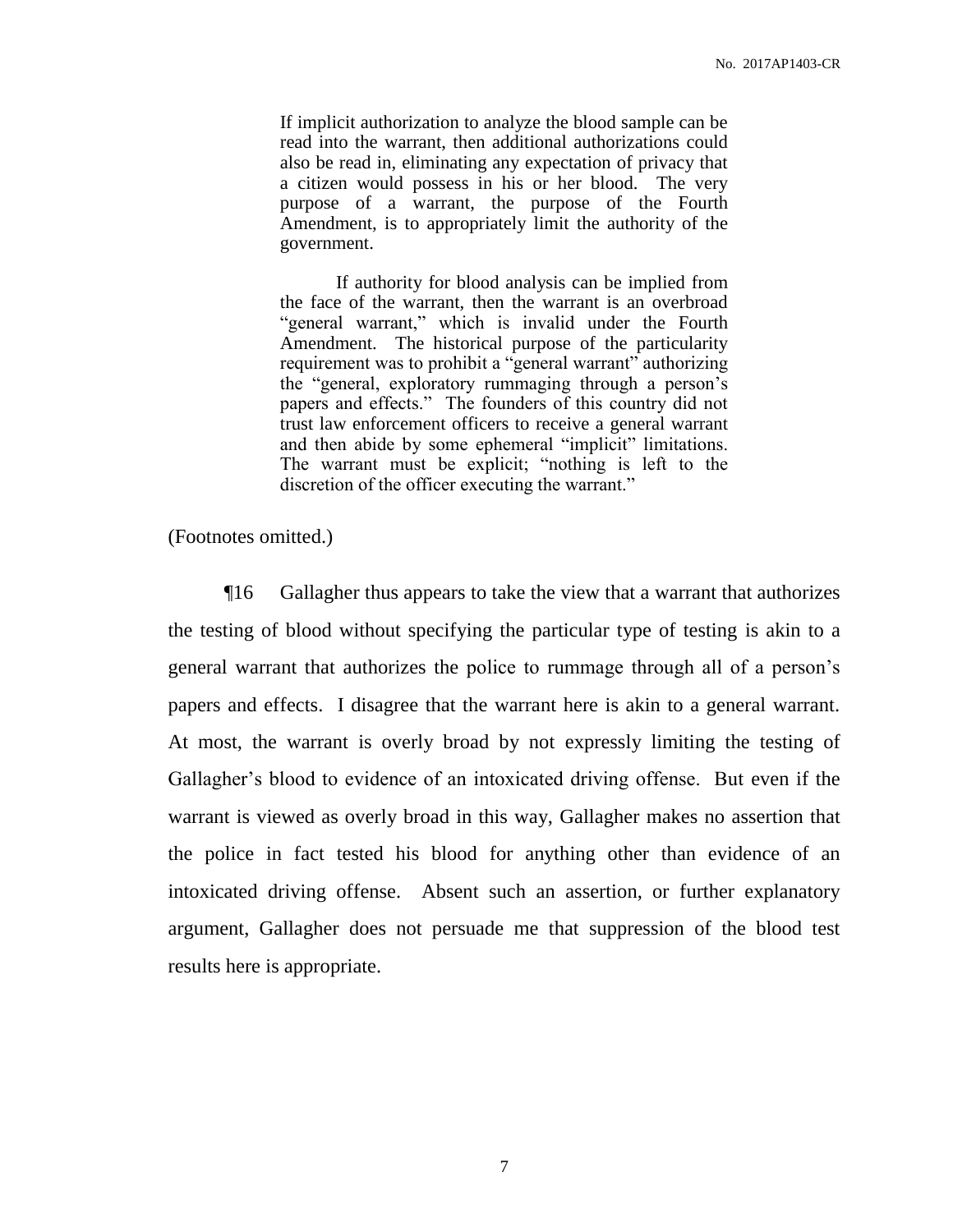> If implicit authorization to analyze the blood sample can be read into the warrant, then additional authorizations could also be read in, eliminating any expectation of privacy that a citizen would possess in his or her blood. The very purpose of a warrant, the purpose of the Fourth Amendment, is to appropriately limit the authority of the government.
>
> If authority for blood analysis can be implied from the face of the warrant, then the warrant is an overbroad "general warrant," which is invalid under the Fourth Amendment. The historical purpose of the particularity requirement was to prohibit a "general warrant" authorizing the "general, exploratory rummaging through a person's papers and effects." The founders of this country did not trust law enforcement officers to receive a general warrant and then abide by some ephemeral "implicit" limitations. The warrant must be explicit; "nothing is left to the discretion of the officer executing the warrant."

(Footnotes omitted.)

¶16 Gallagher thus appears to take the view that a warrant that authorizes the testing of blood without specifying the particular type of testing is akin to a general warrant that authorizes the police to rummage through all of a person's papers and effects. I disagree that the warrant here is akin to a general warrant. At most, the warrant is overly broad by not expressly limiting the testing of Gallagher's blood to evidence of an intoxicated driving offense. But even if the warrant is viewed as overly broad in this way, Gallagher makes no assertion that the police in fact tested his blood for anything other than evidence of an intoxicated driving offense. Absent such an assertion, or further explanatory argument, Gallagher does not persuade me that suppression of the blood test results here is appropriate.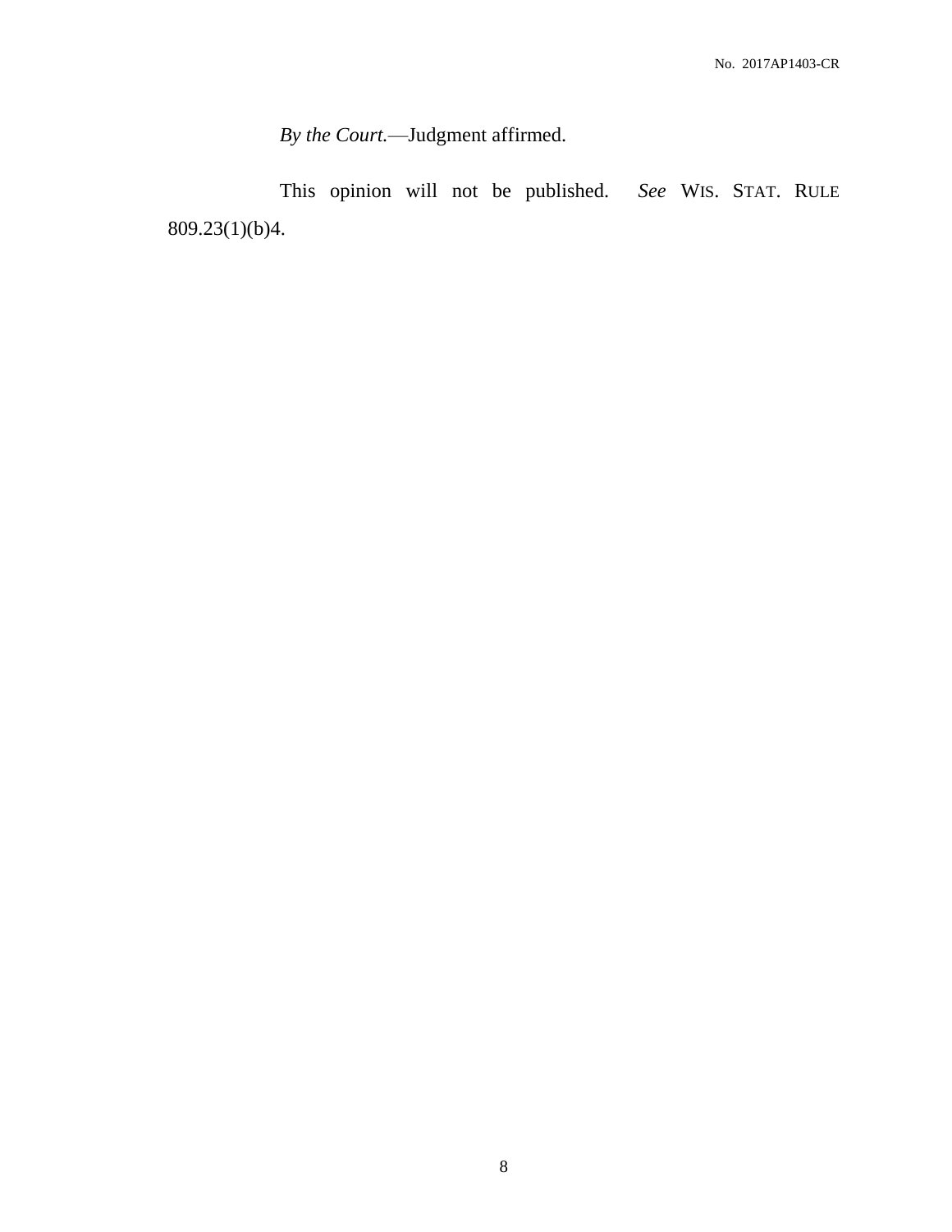*By the Court.*—Judgment affirmed.

This opinion will not be published. *See* WIS. STAT. RULE 809.23(1)(b)4.